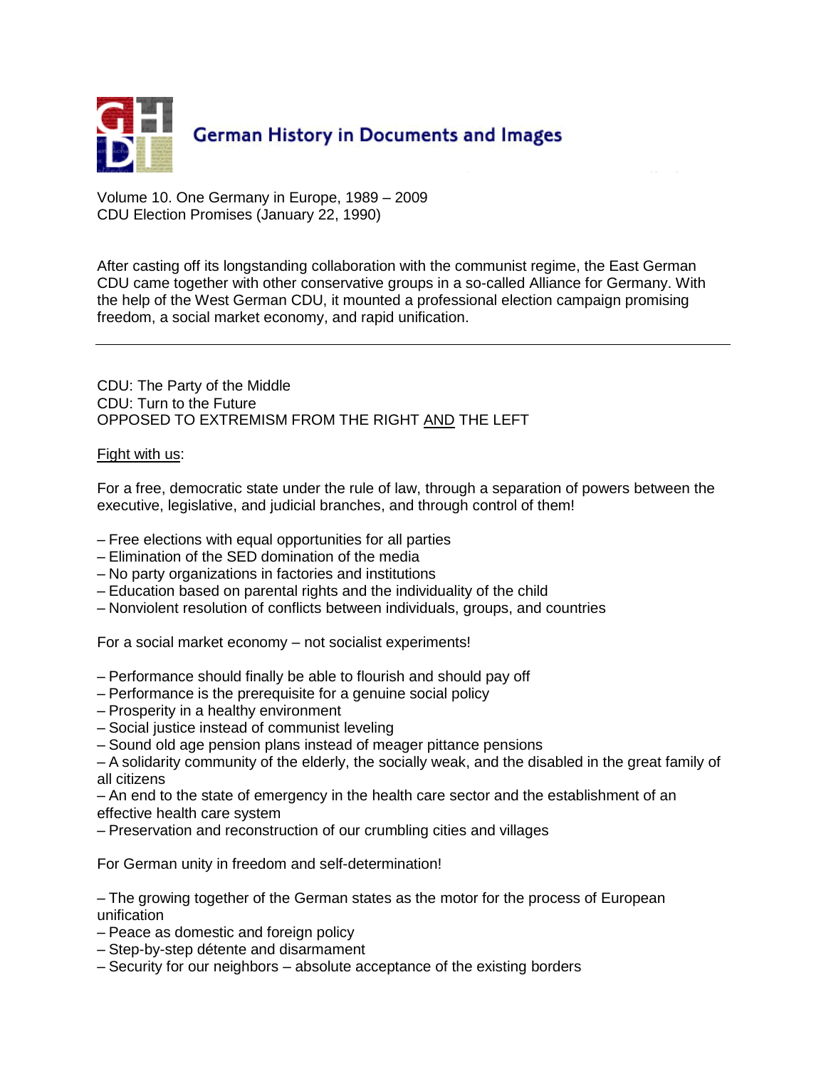# German History in Documents and Images

Volume 10. One Germany in Europe, 1989 – 2009
CDU Election Promises (January 22, 1990)

After casting off its longstanding collaboration with the communist regime, the East German CDU came together with other conservative groups in a so-called Alliance for Germany. With the help of the West German CDU, it mounted a professional election campaign promising freedom, a social market economy, and rapid unification.

---

CDU: The Party of the Middle
CDU: Turn to the Future
OPPOSED TO EXTREMISM FROM THE RIGHT <u>AND</u> THE LEFT

<u>Fight with us</u>:

For a free, democratic state under the rule of law, through a separation of powers between the executive, legislative, and judicial branches, and through control of them!

– Free elections with equal opportunities for all parties
– Elimination of the SED domination of the media
– No party organizations in factories and institutions
– Education based on parental rights and the individuality of the child
– Nonviolent resolution of conflicts between individuals, groups, and countries

For a social market economy – not socialist experiments!

– Performance should finally be able to flourish and should pay off
– Performance is the prerequisite for a genuine social policy
– Prosperity in a healthy environment
– Social justice instead of communist leveling
– Sound old age pension plans instead of meager pittance pensions
– A solidarity community of the elderly, the socially weak, and the disabled in the great family of all citizens
– An end to the state of emergency in the health care sector and the establishment of an effective health care system
– Preservation and reconstruction of our crumbling cities and villages

For German unity in freedom and self-determination!

– The growing together of the German states as the motor for the process of European unification
– Peace as domestic and foreign policy
– Step-by-step détente and disarmament
– Security for our neighbors – absolute acceptance of the existing borders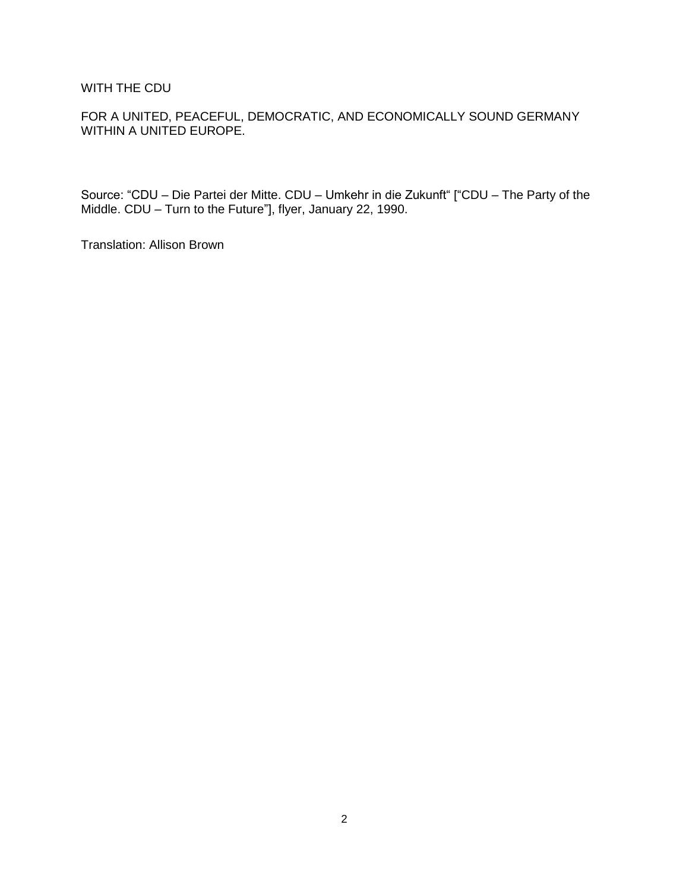WITH THE CDU

FOR A UNITED, PEACEFUL, DEMOCRATIC, AND ECONOMICALLY SOUND GERMANY WITHIN A UNITED EUROPE.

Source: "CDU – Die Partei der Mitte. CDU – Umkehr in die Zukunft" ["CDU – The Party of the Middle. CDU – Turn to the Future"], flyer, January 22, 1990.

Translation: Allison Brown